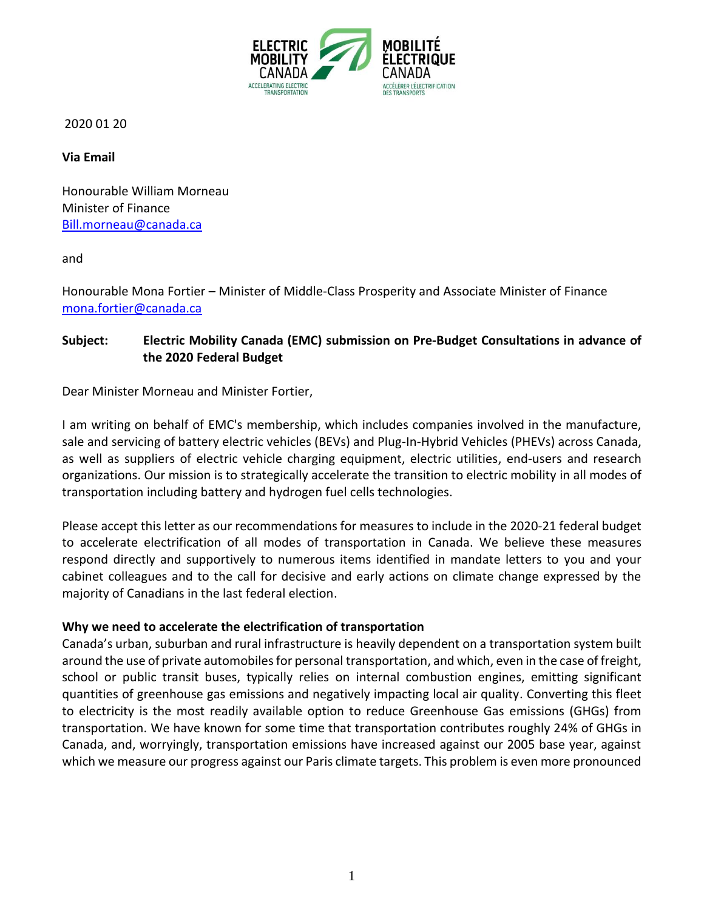2020 01 20

**Via Email**

Honourable William Morneau
Minister of Finance
Bill.morneau@canada.ca

and

Honourable Mona Fortier – Minister of Middle-Class Prosperity and Associate Minister of Finance
mona.fortier@canada.ca

**Subject: Electric Mobility Canada (EMC) submission on Pre-Budget Consultations in advance of the 2020 Federal Budget**

Dear Minister Morneau and Minister Fortier,

I am writing on behalf of EMC's membership, which includes companies involved in the manufacture, sale and servicing of battery electric vehicles (BEVs) and Plug-In-Hybrid Vehicles (PHEVs) across Canada, as well as suppliers of electric vehicle charging equipment, electric utilities, end-users and research organizations. Our mission is to strategically accelerate the transition to electric mobility in all modes of transportation including battery and hydrogen fuel cells technologies.

Please accept this letter as our recommendations for measures to include in the 2020-21 federal budget to accelerate electrification of all modes of transportation in Canada. We believe these measures respond directly and supportively to numerous items identified in mandate letters to you and your cabinet colleagues and to the call for decisive and early actions on climate change expressed by the majority of Canadians in the last federal election.

**Why we need to accelerate the electrification of transportation**

Canada's urban, suburban and rural infrastructure is heavily dependent on a transportation system built around the use of private automobiles for personal transportation, and which, even in the case of freight, school or public transit buses, typically relies on internal combustion engines, emitting significant quantities of greenhouse gas emissions and negatively impacting local air quality. Converting this fleet to electricity is the most readily available option to reduce Greenhouse Gas emissions (GHGs) from transportation. We have known for some time that transportation contributes roughly 24% of GHGs in Canada, and, worryingly, transportation emissions have increased against our 2005 base year, against which we measure our progress against our Paris climate targets. This problem is even more pronounced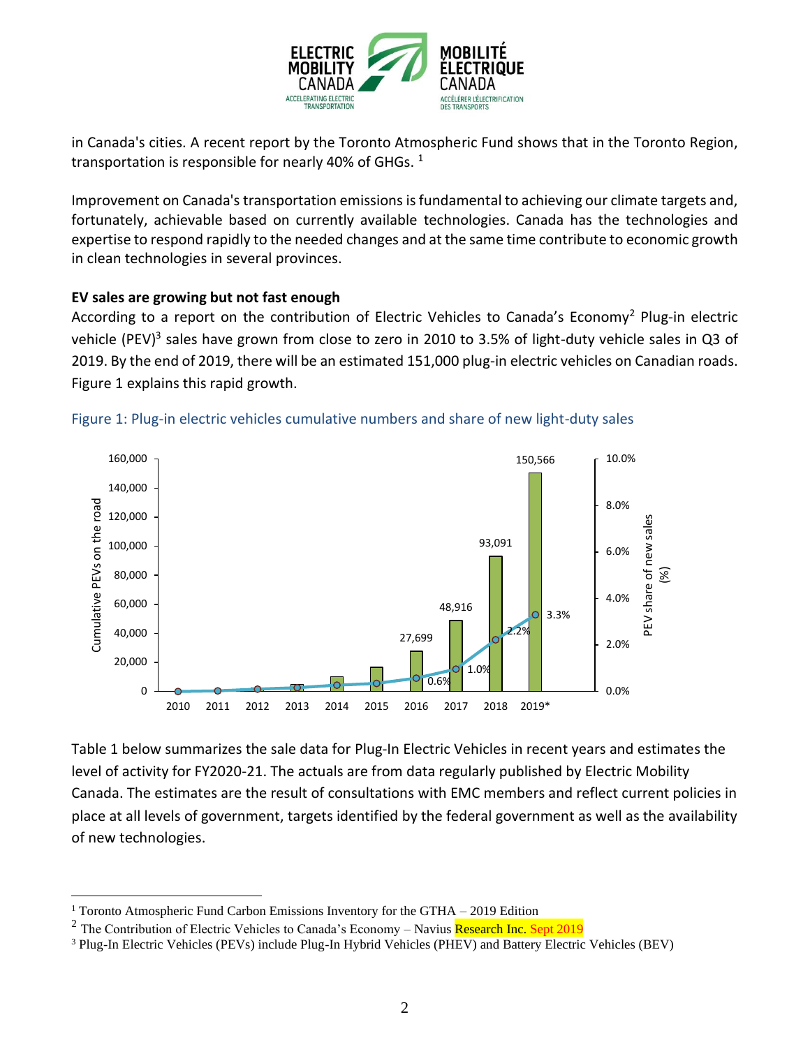in Canada's cities. A recent report by the Toronto Atmospheric Fund shows that in the Toronto Region, transportation is responsible for nearly 40% of GHGs. [1]

Improvement on Canada's transportation emissions is fundamental to achieving our climate targets and, fortunately, achievable based on currently available technologies. Canada has the technologies and expertise to respond rapidly to the needed changes and at the same time contribute to economic growth in clean technologies in several provinces.

**EV sales are growing but not fast enough**

According to a report on the contribution of Electric Vehicles to Canada's Economy[2] Plug-in electric vehicle (PEV)[3] sales have grown from close to zero in 2010 to 3.5% of light-duty vehicle sales in Q3 of 2019. By the end of 2019, there will be an estimated 151,000 plug-in electric vehicles on Canadian roads. Figure 1 explains this rapid growth.

Figure 1: Plug-in electric vehicles cumulative numbers and share of new light-duty sales

Table 1 below summarizes the sale data for Plug-In Electric Vehicles in recent years and estimates the level of activity for FY2020-21. The actuals are from data regularly published by Electric Mobility Canada. The estimates are the result of consultations with EMC members and reflect current policies in place at all levels of government, targets identified by the federal government as well as the availability of new technologies.

---

[1] Toronto Atmospheric Fund Carbon Emissions Inventory for the GTHA – 2019 Edition

[2] The Contribution of Electric Vehicles to Canada's Economy – Navius Research Inc. Sept 2019

[3] Plug-In Electric Vehicles (PEVs) include Plug-In Hybrid Vehicles (PHEV) and Battery Electric Vehicles (BEV)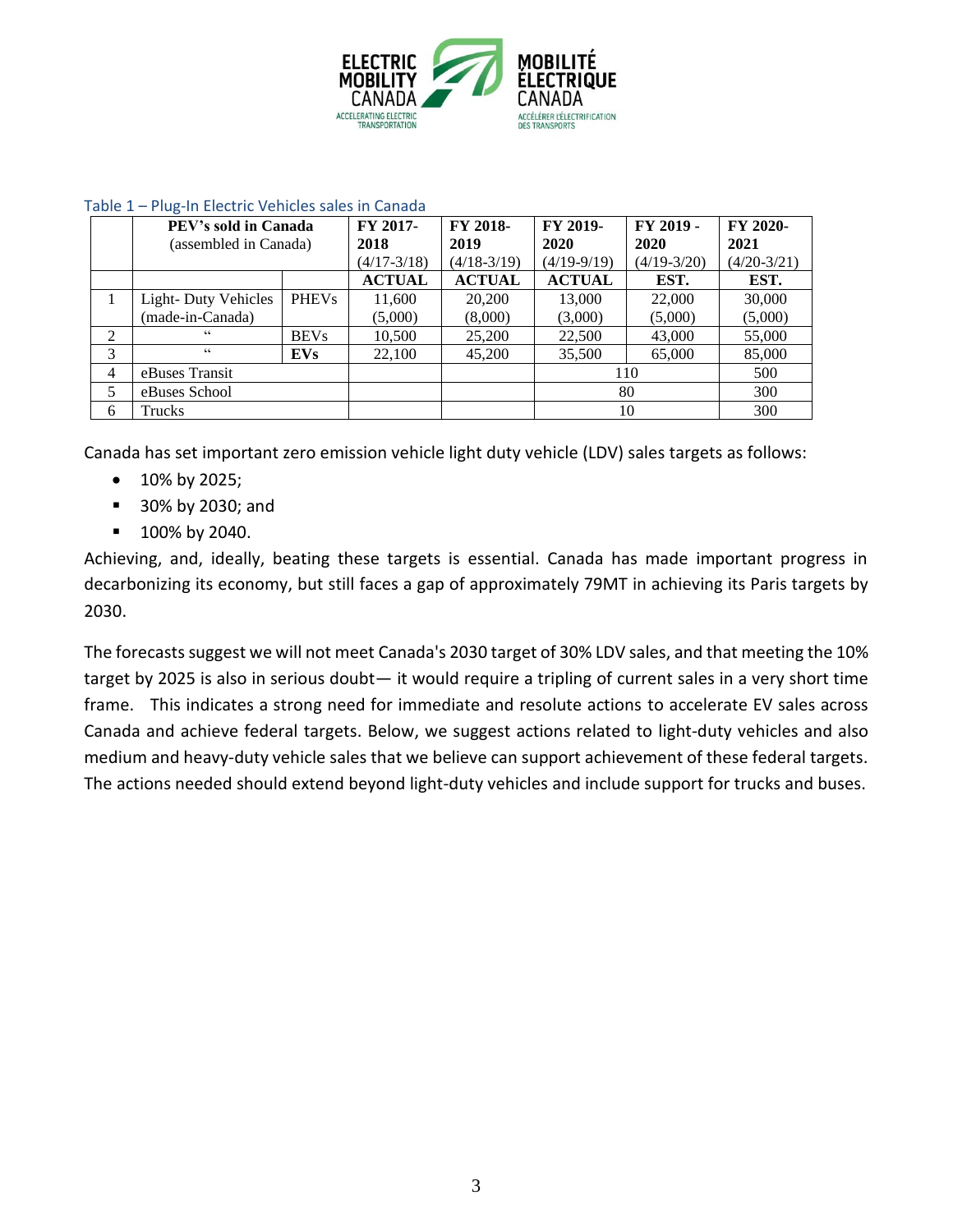Table 1 – Plug-In Electric Vehicles sales in Canada

| | PEV's sold in Canada (assembled in Canada) | | FY 2017-2018 (4/17-3/18) | FY 2018-2019 (4/18-3/19) | FY 2019-2020 (4/19-9/19) | FY 2019 - 2020 (4/19-3/20) | FY 2020-2021 (4/20-3/21) |
|---|---|---|---|---|---|---|---|
| | | | **ACTUAL** | **ACTUAL** | **ACTUAL** | **EST.** | **EST.** |
| 1 | Light- Duty Vehicles (made-in-Canada) | PHEVs | 11,600 (5,000) | 20,200 (8,000) | 13,000 (3,000) | 22,000 (5,000) | 30,000 (5,000) |
| 2 | " | BEVs | 10,500 | 25,200 | 22,500 | 43,000 | 55,000 |
| 3 | " | **EVs** | 22,100 | 45,200 | 35,500 | 65,000 | 85,000 |
| 4 | eBuses Transit | | | | 110 | | 500 |
| 5 | eBuses School | | | | 80 | | 300 |
| 6 | Trucks | | | | 10 | | 300 |

Canada has set important zero emission vehicle light duty vehicle (LDV) sales targets as follows:

- 10% by 2025;
- 30% by 2030; and
- 100% by 2040.

Achieving, and, ideally, beating these targets is essential. Canada has made important progress in decarbonizing its economy, but still faces a gap of approximately 79MT in achieving its Paris targets by 2030.

The forecasts suggest we will not meet Canada's 2030 target of 30% LDV sales, and that meeting the 10% target by 2025 is also in serious doubt— it would require a tripling of current sales in a very short time frame. This indicates a strong need for immediate and resolute actions to accelerate EV sales across Canada and achieve federal targets. Below, we suggest actions related to light-duty vehicles and also medium and heavy-duty vehicle sales that we believe can support achievement of these federal targets. The actions needed should extend beyond light-duty vehicles and include support for trucks and buses.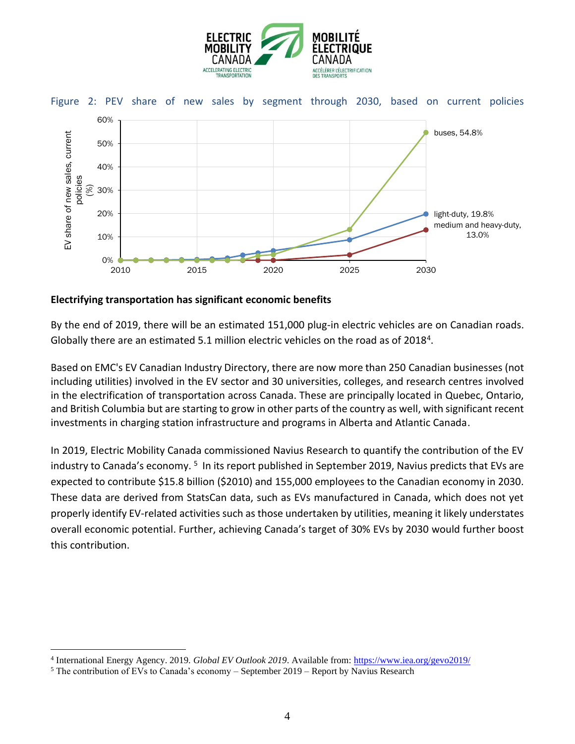Figure 2: PEV share of new sales by segment through 2030, based on current policies

**Electrifying transportation has significant economic benefits**

By the end of 2019, there will be an estimated 151,000 plug-in electric vehicles are on Canadian roads. Globally there are an estimated 5.1 million electric vehicles on the road as of 2018[4].

Based on EMC's EV Canadian Industry Directory, there are now more than 250 Canadian businesses (not including utilities) involved in the EV sector and 30 universities, colleges, and research centres involved in the electrification of transportation across Canada. These are principally located in Quebec, Ontario, and British Columbia but are starting to grow in other parts of the country as well, with significant recent investments in charging station infrastructure and programs in Alberta and Atlantic Canada.

In 2019, Electric Mobility Canada commissioned Navius Research to quantify the contribution of the EV industry to Canada's economy. [5] In its report published in September 2019, Navius predicts that EVs are expected to contribute $15.8 billion ($2010) and 155,000 employees to the Canadian economy in 2030. These data are derived from StatsCan data, such as EVs manufactured in Canada, which does not yet properly identify EV-related activities such as those undertaken by utilities, meaning it likely understates overall economic potential. Further, achieving Canada's target of 30% EVs by 2030 would further boost this contribution.

---

[4] International Energy Agency. 2019. *Global EV Outlook 2019*. Available from: https://www.iea.org/gevo2019/

[5] The contribution of EVs to Canada's economy – September 2019 – Report by Navius Research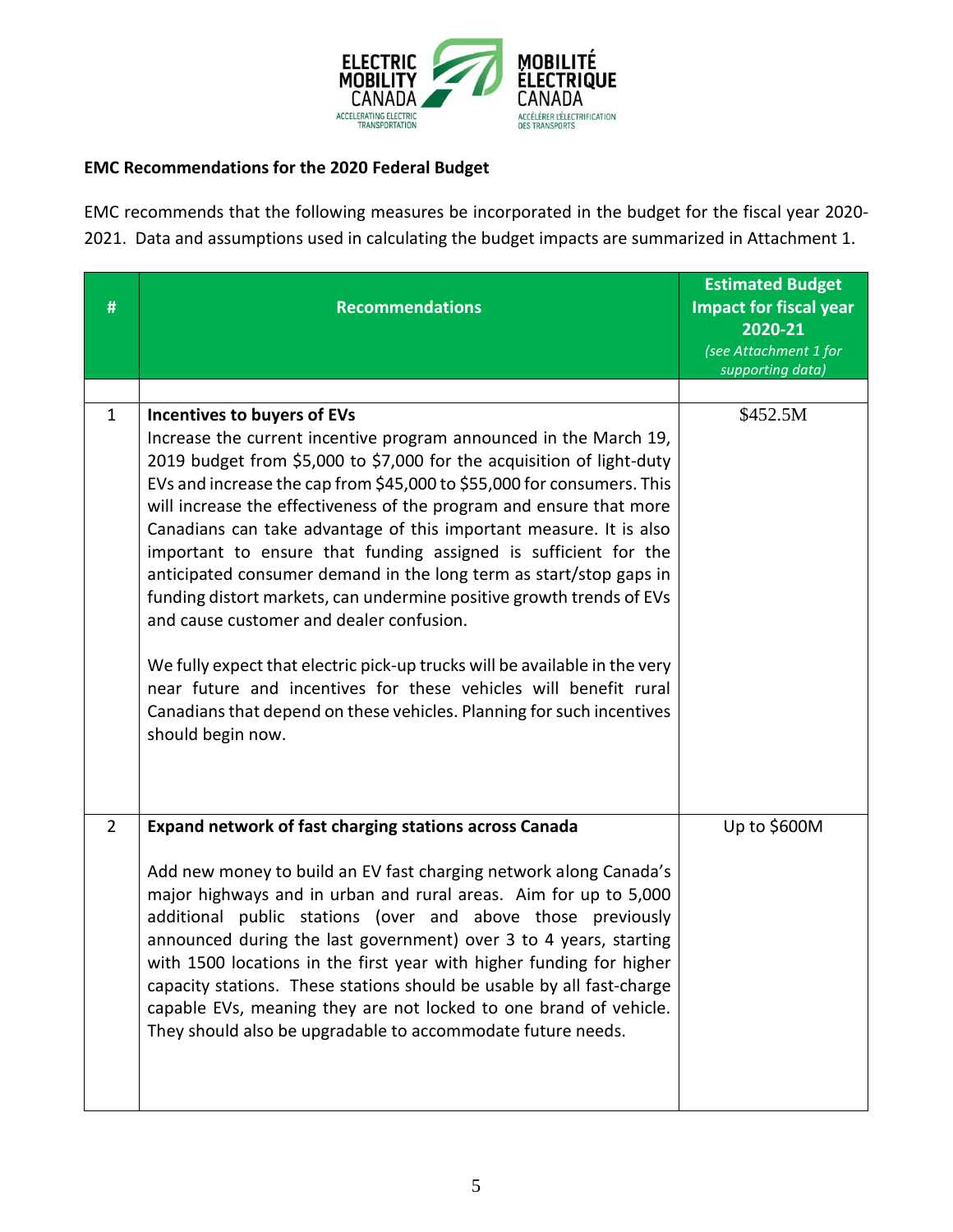**EMC Recommendations for the 2020 Federal Budget**

EMC recommends that the following measures be incorporated in the budget for the fiscal year 2020-2021. Data and assumptions used in calculating the budget impacts are summarized in Attachment 1.

| # | Recommendations | Estimated Budget Impact for fiscal year 2020-21 *(see Attachment 1 for supporting data)* |
|---|---|---|
| | | |
| 1 | **Incentives to buyers of EVs**<br>Increase the current incentive program announced in the March 19, 2019 budget from $5,000 to $7,000 for the acquisition of light-duty EVs and increase the cap from $45,000 to $55,000 for consumers. This will increase the effectiveness of the program and ensure that more Canadians can take advantage of this important measure. It is also important to ensure that funding assigned is sufficient for the anticipated consumer demand in the long term as start/stop gaps in funding distort markets, can undermine positive growth trends of EVs and cause customer and dealer confusion.<br><br>We fully expect that electric pick-up trucks will be available in the very near future and incentives for these vehicles will benefit rural Canadians that depend on these vehicles. Planning for such incentives should begin now. | $452.5M |
| 2 | **Expand network of fast charging stations across Canada**<br><br>Add new money to build an EV fast charging network along Canada's major highways and in urban and rural areas. Aim for up to 5,000 additional public stations (over and above those previously announced during the last government) over 3 to 4 years, starting with 1500 locations in the first year with higher funding for higher capacity stations. These stations should be usable by all fast-charge capable EVs, meaning they are not locked to one brand of vehicle. They should also be upgradable to accommodate future needs. | Up to $600M |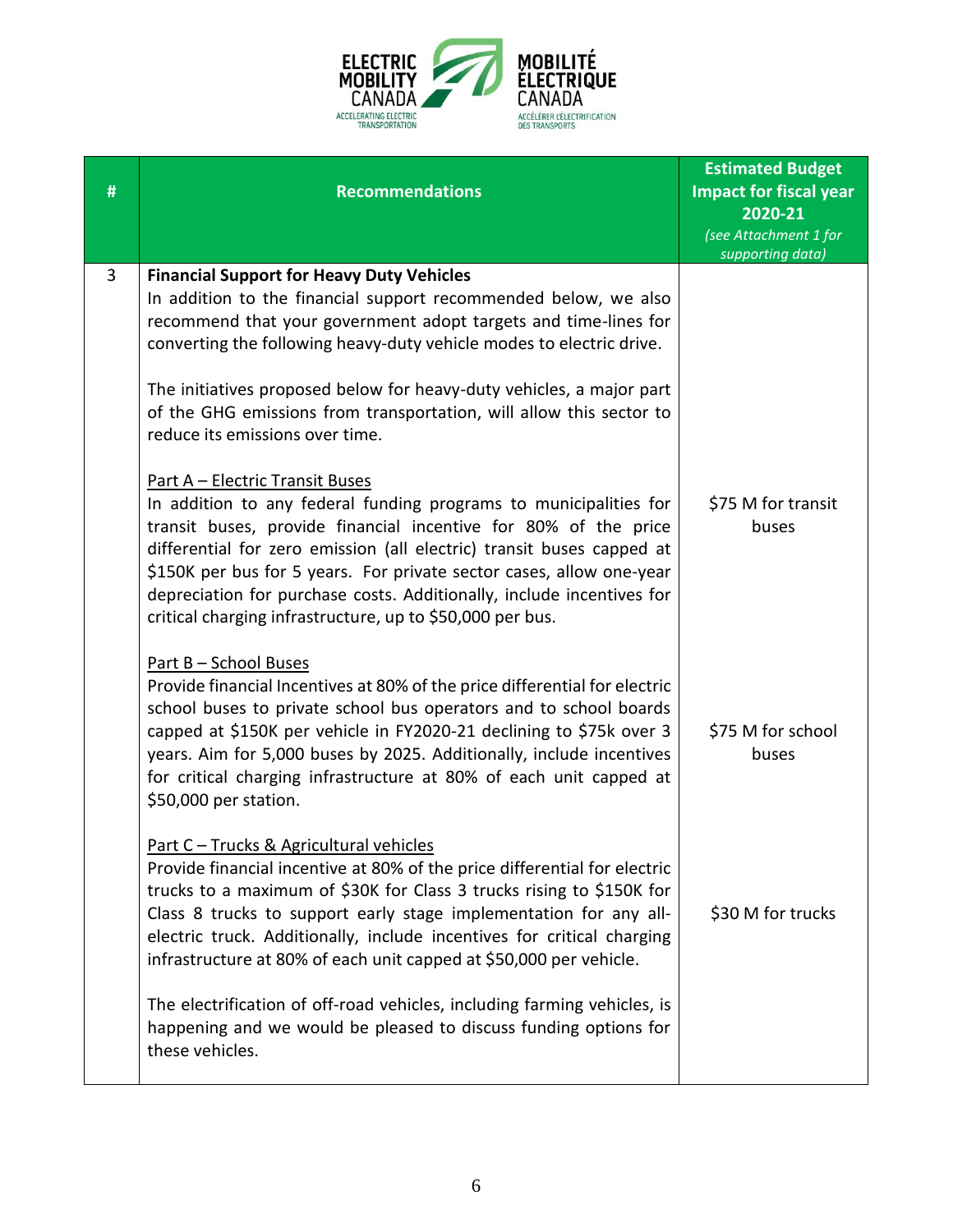| # | Recommendations | Estimated Budget Impact for fiscal year 2020-21 *(see Attachment 1 for supporting data)* |
|---|---|---|
| 3 | **Financial Support for Heavy Duty Vehicles**<br>In addition to the financial support recommended below, we also recommend that your government adopt targets and time-lines for converting the following heavy-duty vehicle modes to electric drive.<br><br>The initiatives proposed below for heavy-duty vehicles, a major part of the GHG emissions from transportation, will allow this sector to reduce its emissions over time. | |
| | <u>Part A – Electric Transit Buses</u><br>In addition to any federal funding programs to municipalities for transit buses, provide financial incentive for 80% of the price differential for zero emission (all electric) transit buses capped at $150K per bus for 5 years. For private sector cases, allow one-year depreciation for purchase costs. Additionally, include incentives for critical charging infrastructure, up to $50,000 per bus. | $75 M for transit buses |
| | <u>Part B – School Buses</u><br>Provide financial Incentives at 80% of the price differential for electric school buses to private school bus operators and to school boards capped at $150K per vehicle in FY2020-21 declining to $75k over 3 years. Aim for 5,000 buses by 2025. Additionally, include incentives for critical charging infrastructure at 80% of each unit capped at $50,000 per station. | $75 M for school buses |
| | <u>Part C – Trucks & Agricultural vehicles</u><br>Provide financial incentive at 80% of the price differential for electric trucks to a maximum of $30K for Class 3 trucks rising to $150K for Class 8 trucks to support early stage implementation for any all-electric truck. Additionally, include incentives for critical charging infrastructure at 80% of each unit capped at $50,000 per vehicle.<br><br>The electrification of off-road vehicles, including farming vehicles, is happening and we would be pleased to discuss funding options for these vehicles. | $30 M for trucks |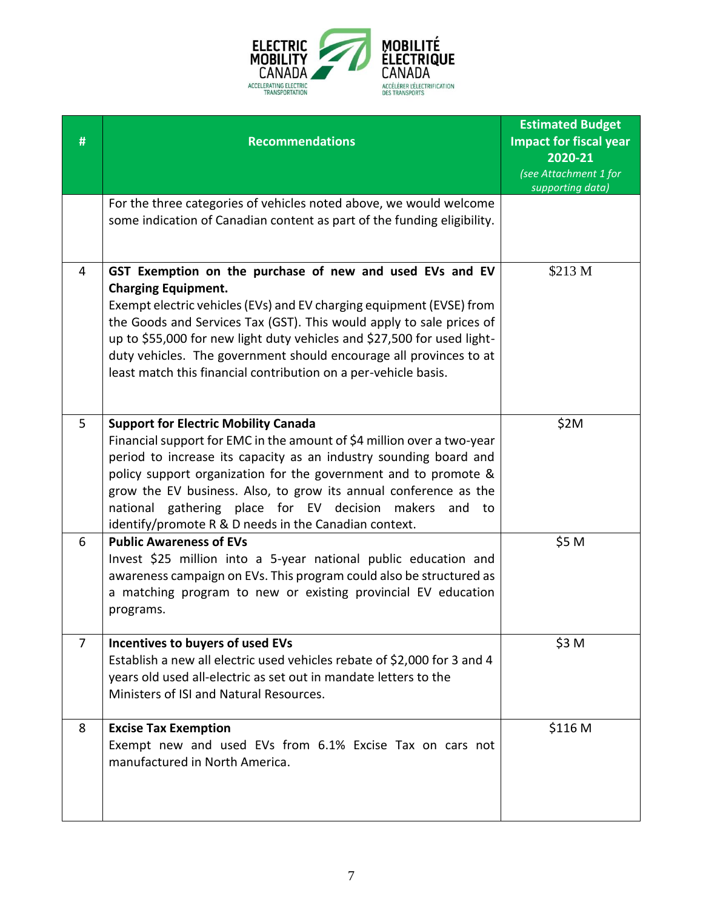| # | Recommendations | Estimated Budget Impact for fiscal year 2020-21 *(see Attachment 1 for supporting data)* |
|---|---|---|
| | For the three categories of vehicles noted above, we would welcome some indication of Canadian content as part of the funding eligibility. | |
| 4 | **GST Exemption on the purchase of new and used EVs and EV Charging Equipment.** Exempt electric vehicles (EVs) and EV charging equipment (EVSE) from the Goods and Services Tax (GST). This would apply to sale prices of up to $55,000 for new light duty vehicles and $27,500 for used light-duty vehicles. The government should encourage all provinces to at least match this financial contribution on a per-vehicle basis. | $213 M |
| 5 | **Support for Electric Mobility Canada** Financial support for EMC in the amount of $4 million over a two-year period to increase its capacity as an industry sounding board and policy support organization for the government and to promote & grow the EV business. Also, to grow its annual conference as the national gathering place for EV decision makers and to identify/promote R & D needs in the Canadian context. | $2M |
| 6 | **Public Awareness of EVs** Invest $25 million into a 5-year national public education and awareness campaign on EVs. This program could also be structured as a matching program to new or existing provincial EV education programs. | $5 M |
| 7 | **Incentives to buyers of used EVs** Establish a new all electric used vehicles rebate of $2,000 for 3 and 4 years old used all-electric as set out in mandate letters to the Ministers of ISI and Natural Resources. | $3 M |
| 8 | **Excise Tax Exemption** Exempt new and used EVs from 6.1% Excise Tax on cars not manufactured in North America. | $116 M |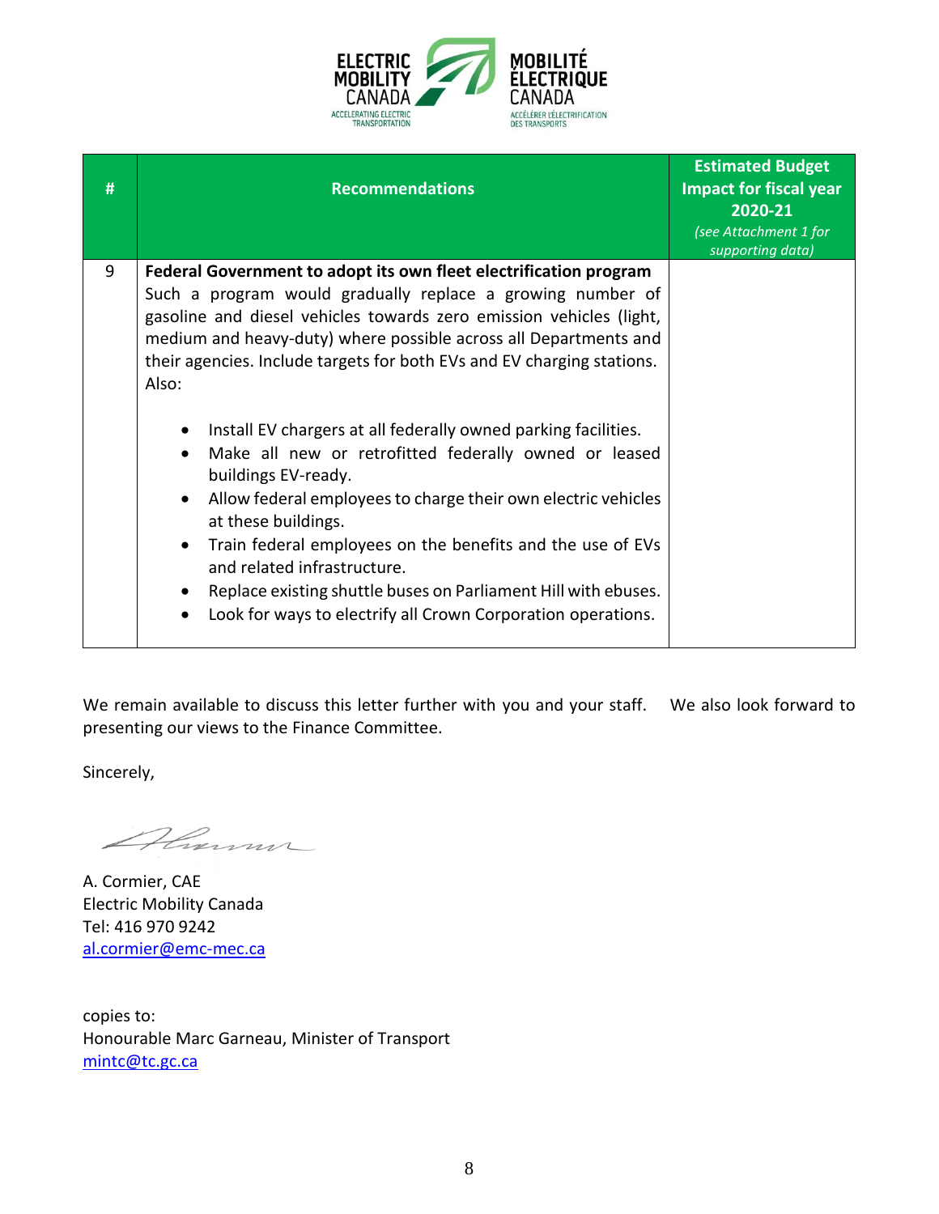| # | Recommendations | Estimated Budget Impact for fiscal year 2020-21 *(see Attachment 1 for supporting data)* |
|---|---|---|
| 9 | **Federal Government to adopt its own fleet electrification program** Such a program would gradually replace a growing number of gasoline and diesel vehicles towards zero emission vehicles (light, medium and heavy-duty) where possible across all Departments and their agencies. Include targets for both EVs and EV charging stations. Also: <br>• Install EV chargers at all federally owned parking facilities.<br>• Make all new or retrofitted federally owned or leased buildings EV-ready.<br>• Allow federal employees to charge their own electric vehicles at these buildings.<br>• Train federal employees on the benefits and the use of EVs and related infrastructure.<br>• Replace existing shuttle buses on Parliament Hill with ebuses.<br>• Look for ways to electrify all Crown Corporation operations. | |

We remain available to discuss this letter further with you and your staff. We also look forward to presenting our views to the Finance Committee.

Sincerely,

A. Cormier, CAE
Electric Mobility Canada
Tel: 416 970 9242
al.cormier@emc-mec.ca

copies to:
Honourable Marc Garneau, Minister of Transport
mintc@tc.gc.ca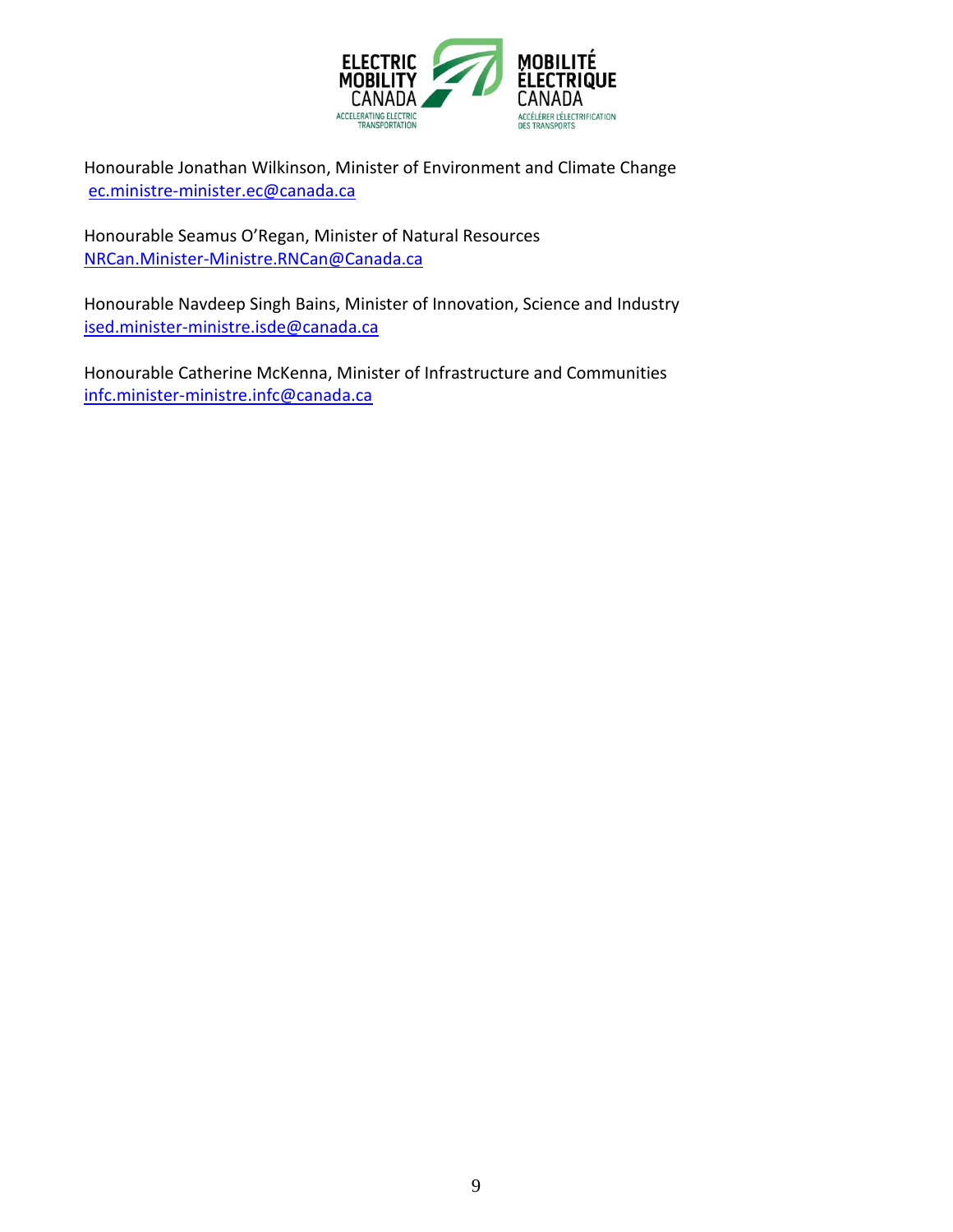Honourable Jonathan Wilkinson, Minister of Environment and Climate Change
ec.ministre-minister.ec@canada.ca

Honourable Seamus O'Regan, Minister of Natural Resources
NRCan.Minister-Ministre.RNCan@Canada.ca

Honourable Navdeep Singh Bains, Minister of Innovation, Science and Industry
ised.minister-ministre.isde@canada.ca

Honourable Catherine McKenna, Minister of Infrastructure and Communities
infc.minister-ministre.infc@canada.ca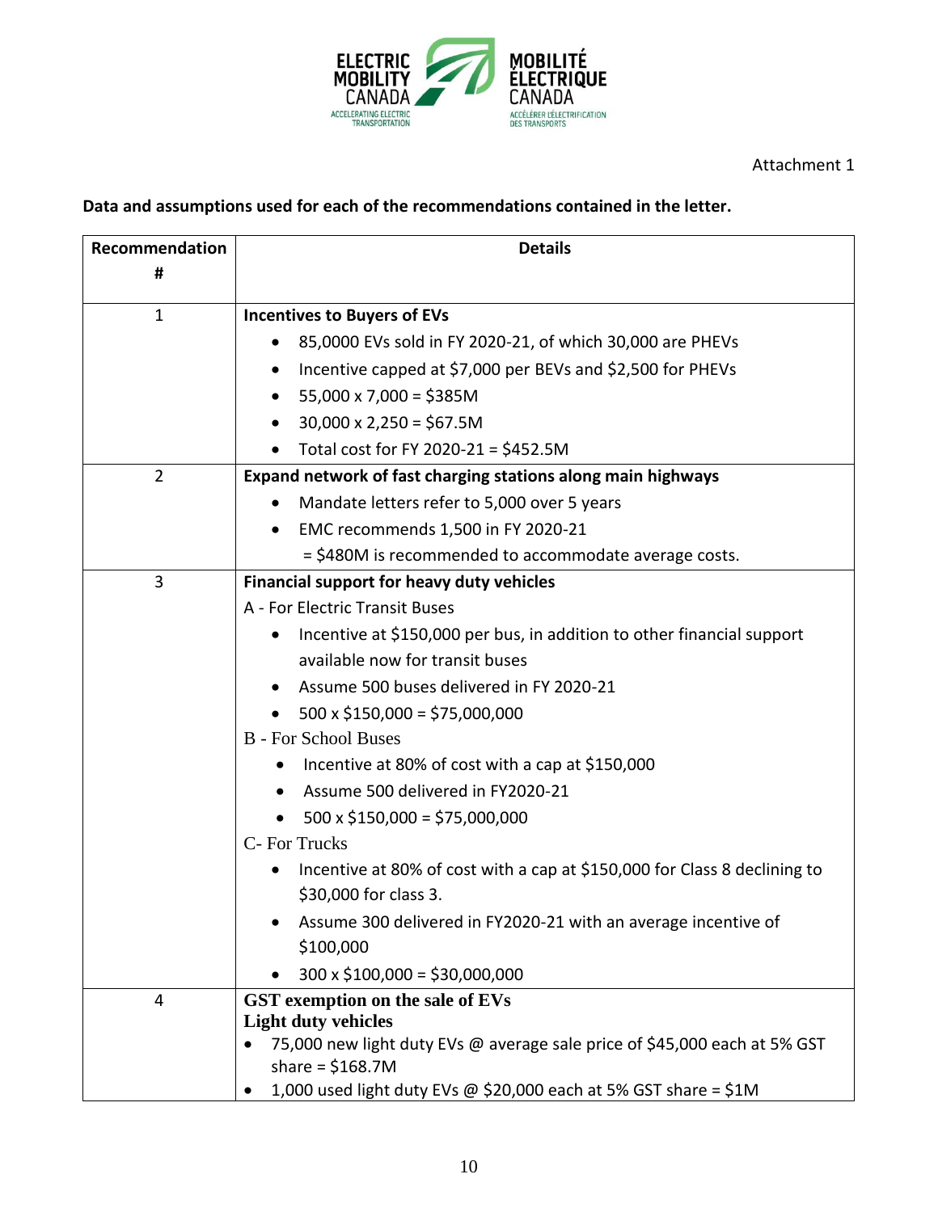Attachment 1

**Data and assumptions used for each of the recommendations contained in the letter.**

| Recommendation # | Details |
|---|---|
| 1 | **Incentives to Buyers of EVs**<br>• 85,0000 EVs sold in FY 2020-21, of which 30,000 are PHEVs<br>• Incentive capped at $7,000 per BEVs and $2,500 for PHEVs<br>• 55,000 x 7,000 = $385M<br>• 30,000 x 2,250 = $67.5M<br>• Total cost for FY 2020-21 = $452.5M |
| 2 | **Expand network of fast charging stations along main highways**<br>• Mandate letters refer to 5,000 over 5 years<br>• EMC recommends 1,500 in FY 2020-21<br>= $480M is recommended to accommodate average costs. |
| 3 | **Financial support for heavy duty vehicles**<br>A - For Electric Transit Buses<br>• Incentive at $150,000 per bus, in addition to other financial support available now for transit buses<br>• Assume 500 buses delivered in FY 2020-21<br>• 500 x $150,000 = $75,000,000<br>B - For School Buses<br>• Incentive at 80% of cost with a cap at $150,000<br>• Assume 500 delivered in FY2020-21<br>• 500 x $150,000 = $75,000,000<br>C- For Trucks<br>• Incentive at 80% of cost with a cap at $150,000 for Class 8 declining to $30,000 for class 3.<br>• Assume 300 delivered in FY2020-21 with an average incentive of $100,000<br>• 300 x $100,000 = $30,000,000 |
| 4 | **GST exemption on the sale of EVs**<br>**Light duty vehicles**<br>• 75,000 new light duty EVs @ average sale price of $45,000 each at 5% GST share = $168.7M<br>• 1,000 used light duty EVs @ $20,000 each at 5% GST share = $1M |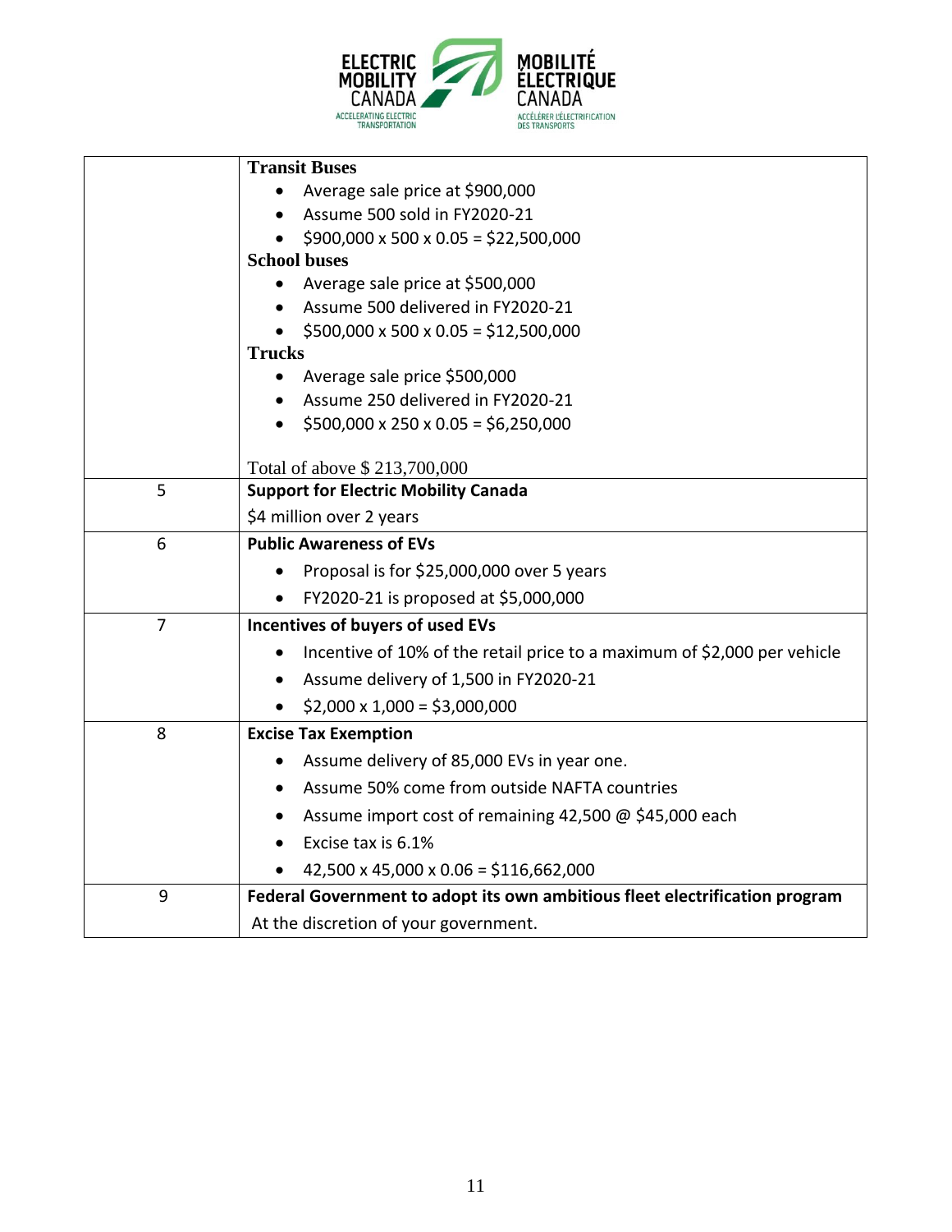| | |
|---|---|
| | **Transit Buses**<br>• Average sale price at $900,000<br>• Assume 500 sold in FY2020-21<br>• $900,000 x 500 x 0.05 = $22,500,000<br>**School buses**<br>• Average sale price at $500,000<br>• Assume 500 delivered in FY2020-21<br>• $500,000 x 500 x 0.05 = $12,500,000<br>**Trucks**<br>• Average sale price $500,000<br>• Assume 250 delivered in FY2020-21<br>• $500,000 x 250 x 0.05 = $6,250,000<br><br>Total of above $ 213,700,000 |
| 5 | **Support for Electric Mobility Canada**<br>$4 million over 2 years |
| 6 | **Public Awareness of EVs**<br>• Proposal is for $25,000,000 over 5 years<br>• FY2020-21 is proposed at $5,000,000 |
| 7 | **Incentives of buyers of used EVs**<br>• Incentive of 10% of the retail price to a maximum of $2,000 per vehicle<br>• Assume delivery of 1,500 in FY2020-21<br>• $2,000 x 1,000 = $3,000,000 |
| 8 | **Excise Tax Exemption**<br>• Assume delivery of 85,000 EVs in year one.<br>• Assume 50% come from outside NAFTA countries<br>• Assume import cost of remaining 42,500 @ $45,000 each<br>• Excise tax is 6.1%<br>• 42,500 x 45,000 x 0.06 = $116,662,000 |
| 9 | **Federal Government to adopt its own ambitious fleet electrification program**<br>At the discretion of your government. |